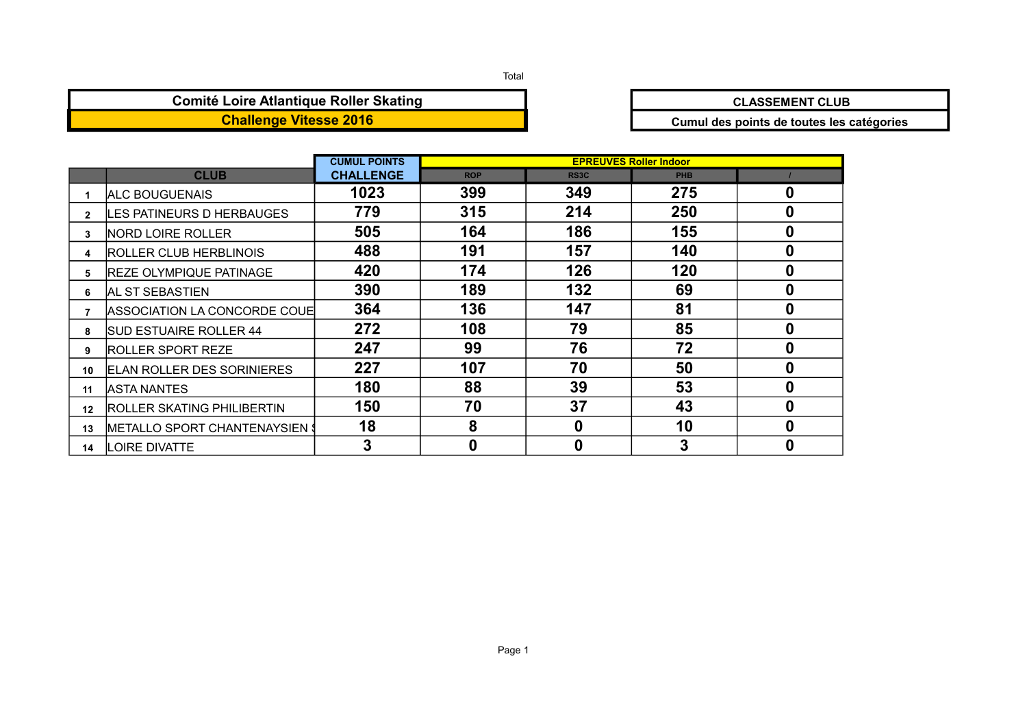Total

**Comité Loire Atlantique Roller Skating**

**Challenge Vitesse 2016**

**CLASSEMENT CLUB**

**Cumul des points de toutes les catégories**

| | CLUB | CUMUL POINTS CHALLENGE | EPREUVES Roller Indoor | | | |
|---|---|---|---|---|---|---|
| | | | ROP | RS3C | PHB | / |
| 1 | ALC BOUGUENAIS | 1023 | 399 | 349 | 275 | 0 |
| 2 | LES PATINEURS D HERBAUGES | 779 | 315 | 214 | 250 | 0 |
| 3 | NORD LOIRE ROLLER | 505 | 164 | 186 | 155 | 0 |
| 4 | ROLLER CLUB HERBLINOIS | 488 | 191 | 157 | 140 | 0 |
| 5 | REZE OLYMPIQUE PATINAGE | 420 | 174 | 126 | 120 | 0 |
| 6 | AL ST SEBASTIEN | 390 | 189 | 132 | 69 | 0 |
| 7 | ASSOCIATION LA CONCORDE COUE | 364 | 136 | 147 | 81 | 0 |
| 8 | SUD ESTUAIRE ROLLER 44 | 272 | 108 | 79 | 85 | 0 |
| 9 | ROLLER SPORT REZE | 247 | 99 | 76 | 72 | 0 |
| 10 | ELAN ROLLER DES SORINIERES | 227 | 107 | 70 | 50 | 0 |
| 11 | ASTA NANTES | 180 | 88 | 39 | 53 | 0 |
| 12 | ROLLER SKATING PHILIBERTIN | 150 | 70 | 37 | 43 | 0 |
| 13 | METALLO SPORT CHANTENAYSIEN S | 18 | 8 | 0 | 10 | 0 |
| 14 | LOIRE DIVATTE | 3 | 0 | 0 | 3 | 0 |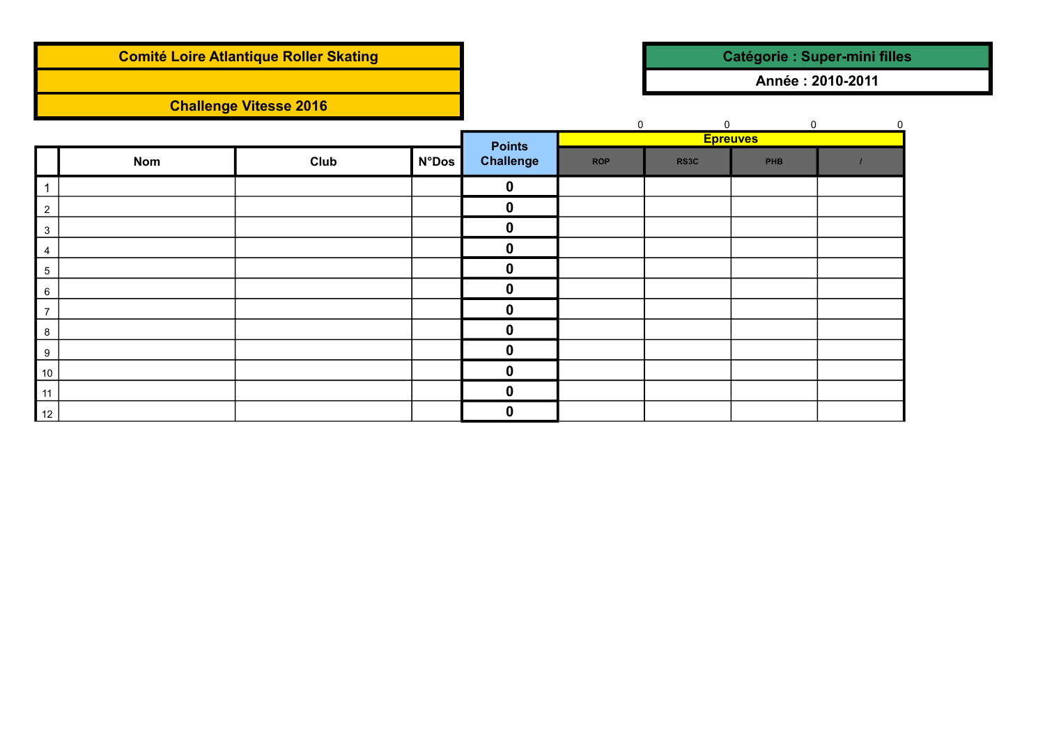**Comité Loire Atlantique Roller Skating**

**Challenge Vitesse 2016**

**Catégorie : Super-mini filles**

**Année : 2010-2011**

| | Nom | Club | N°Dos | Points Challenge | Epreuves | | | |
|---|---|---|---|---|---|---|---|---|
| | | | | | 0 | 0 | 0 | 0 |
| | | | | | ROP | RS3C | PHB | / |
| 1 | | | | 0 | | | | |
| 2 | | | | 0 | | | | |
| 3 | | | | 0 | | | | |
| 4 | | | | 0 | | | | |
| 5 | | | | 0 | | | | |
| 6 | | | | 0 | | | | |
| 7 | | | | 0 | | | | |
| 8 | | | | 0 | | | | |
| 9 | | | | 0 | | | | |
| 10 | | | | 0 | | | | |
| 11 | | | | 0 | | | | |
| 12 | | | | 0 | | | | |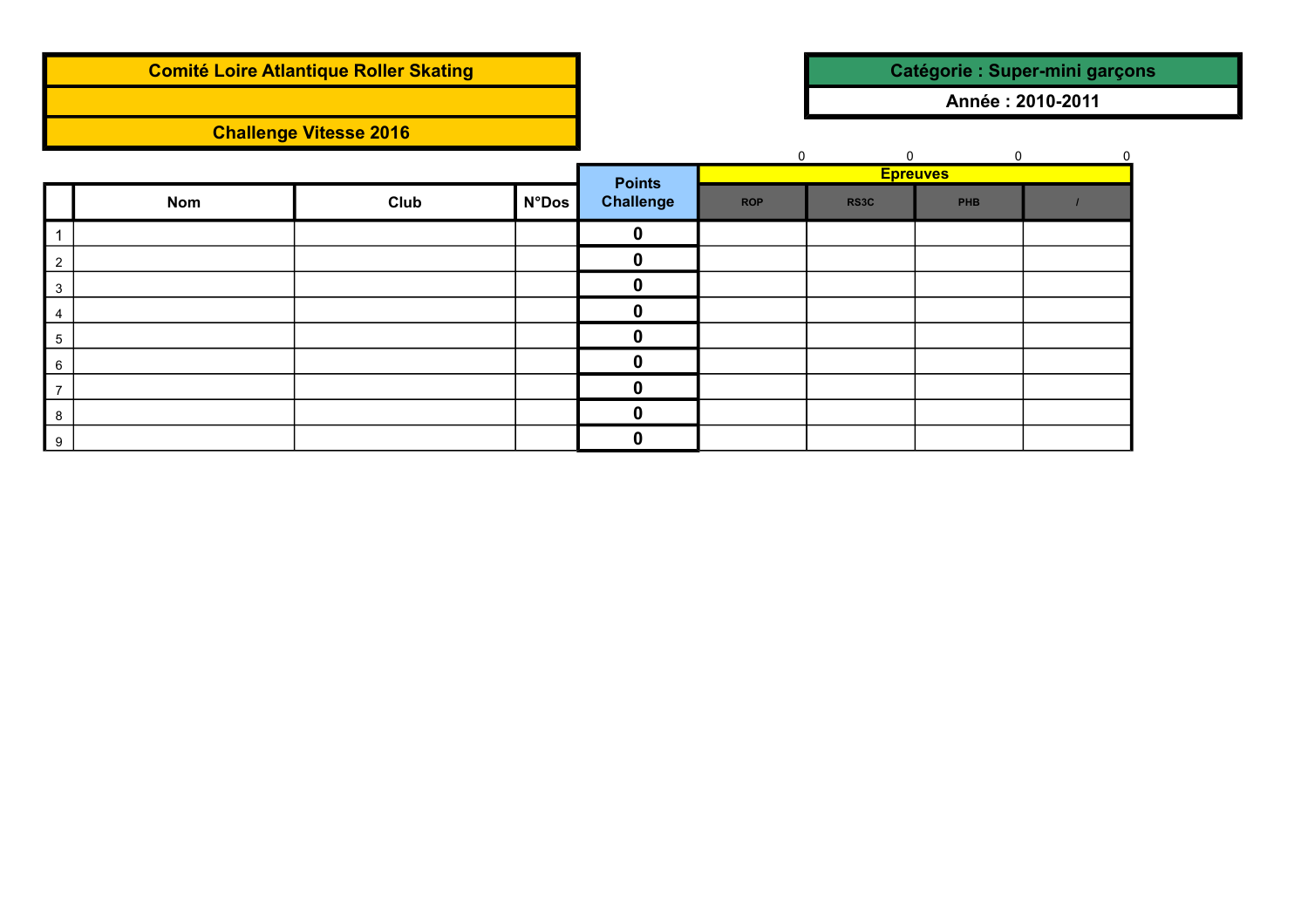**Comité Loire Atlantique Roller Skating**

**Challenge Vitesse 2016**

**Catégorie : Super-mini garçons**

**Année : 2010-2011**

| | Nom | Club | N°Dos | Points Challenge | Epreuves | | | |
|---|---|---|---|---|---|---|---|---|
| | | | | | 0 | 0 | 0 | 0 |
| | | | | | ROP | RS3C | PHB | / |
| 1 | | | | 0 | | | | |
| 2 | | | | 0 | | | | |
| 3 | | | | 0 | | | | |
| 4 | | | | 0 | | | | |
| 5 | | | | 0 | | | | |
| 6 | | | | 0 | | | | |
| 7 | | | | 0 | | | | |
| 8 | | | | 0 | | | | |
| 9 | | | | 0 | | | | |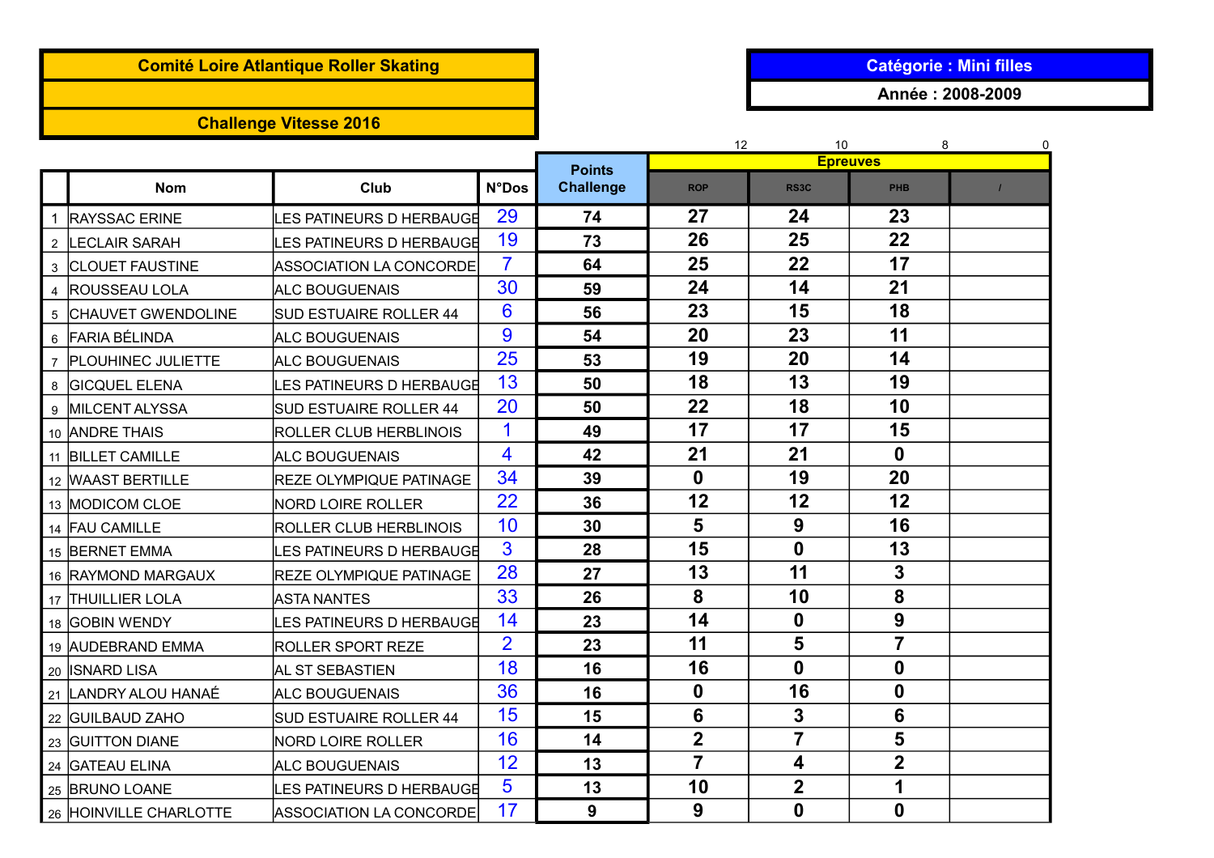**Comité Loire Atlantique Roller Skating**

**Challenge Vitesse 2016**

**Catégorie : Mini filles**

**Année : 2008-2009**

| | Nom | Club | N°Dos | Points Challenge | Epreuves | | | |
|---|---|---|---|---|---|---|---|---|
| | | | | | ROP (12) | RS3C (10) | PHB (8) | / (0) |
| 1 | RAYSSAC ERINE | LES PATINEURS D HERBAUGE | 29 | 74 | 27 | 24 | 23 | |
| 2 | LECLAIR SARAH | LES PATINEURS D HERBAUGE | 19 | 73 | 26 | 25 | 22 | |
| 3 | CLOUET FAUSTINE | ASSOCIATION LA CONCORDE | 7 | 64 | 25 | 22 | 17 | |
| 4 | ROUSSEAU LOLA | ALC BOUGUENAIS | 30 | 59 | 24 | 14 | 21 | |
| 5 | CHAUVET GWENDOLINE | SUD ESTUAIRE ROLLER 44 | 6 | 56 | 23 | 15 | 18 | |
| 6 | FARIA BÉLINDA | ALC BOUGUENAIS | 9 | 54 | 20 | 23 | 11 | |
| 7 | PLOUHINEC JULIETTE | ALC BOUGUENAIS | 25 | 53 | 19 | 20 | 14 | |
| 8 | GICQUEL ELENA | LES PATINEURS D HERBAUGE | 13 | 50 | 18 | 13 | 19 | |
| 9 | MILCENT ALYSSA | SUD ESTUAIRE ROLLER 44 | 20 | 50 | 22 | 18 | 10 | |
| 10 | ANDRE THAIS | ROLLER CLUB HERBLINOIS | 1 | 49 | 17 | 17 | 15 | |
| 11 | BILLET CAMILLE | ALC BOUGUENAIS | 4 | 42 | 21 | 21 | 0 | |
| 12 | WAAST BERTILLE | REZE OLYMPIQUE PATINAGE | 34 | 39 | 0 | 19 | 20 | |
| 13 | MODICOM CLOE | NORD LOIRE ROLLER | 22 | 36 | 12 | 12 | 12 | |
| 14 | FAU CAMILLE | ROLLER CLUB HERBLINOIS | 10 | 30 | 5 | 9 | 16 | |
| 15 | BERNET EMMA | LES PATINEURS D HERBAUGE | 3 | 28 | 15 | 0 | 13 | |
| 16 | RAYMOND MARGAUX | REZE OLYMPIQUE PATINAGE | 28 | 27 | 13 | 11 | 3 | |
| 17 | THUILLIER LOLA | ASTA NANTES | 33 | 26 | 8 | 10 | 8 | |
| 18 | GOBIN WENDY | LES PATINEURS D HERBAUGE | 14 | 23 | 14 | 0 | 9 | |
| 19 | AUDEBRAND EMMA | ROLLER SPORT REZE | 2 | 23 | 11 | 5 | 7 | |
| 20 | ISNARD LISA | AL ST SEBASTIEN | 18 | 16 | 16 | 0 | 0 | |
| 21 | LANDRY ALOU HANAÉ | ALC BOUGUENAIS | 36 | 16 | 0 | 16 | 0 | |
| 22 | GUILBAUD ZAHO | SUD ESTUAIRE ROLLER 44 | 15 | 15 | 6 | 3 | 6 | |
| 23 | GUITTON DIANE | NORD LOIRE ROLLER | 16 | 14 | 2 | 7 | 5 | |
| 24 | GATEAU ELINA | ALC BOUGUENAIS | 12 | 13 | 7 | 4 | 2 | |
| 25 | BRUNO LOANE | LES PATINEURS D HERBAUGE | 5 | 13 | 10 | 2 | 1 | |
| 26 | HOINVILLE CHARLOTTE | ASSOCIATION LA CONCORDE | 17 | 9 | 9 | 0 | 0 | |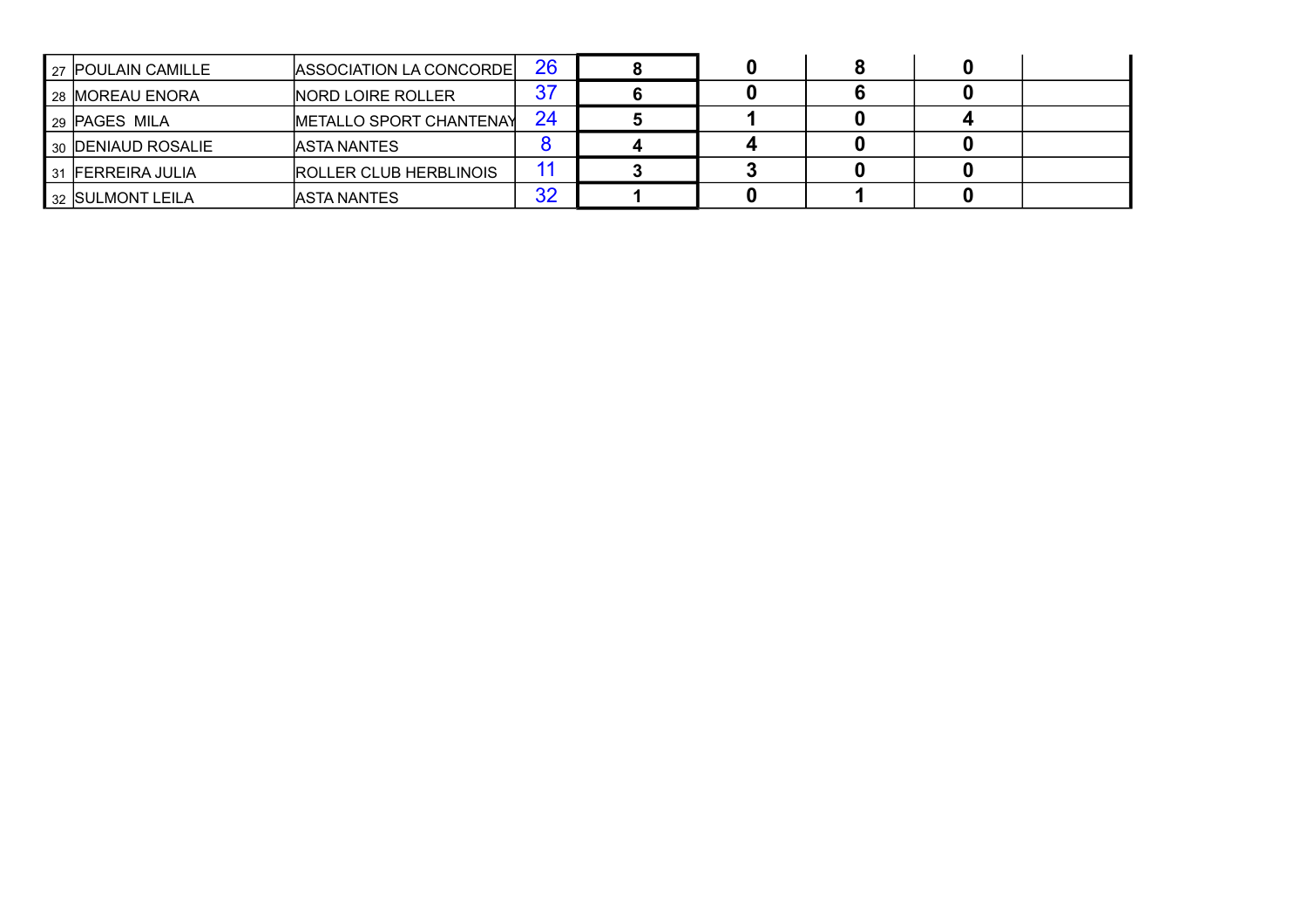| | | | | | | | | |
|---|---|---|---|---|---|---|---|---|
| 27 | POULAIN CAMILLE | ASSOCIATION LA CONCORDE | 26 | 8 | 0 | 8 | 0 | |
| 28 | MOREAU ENORA | NORD LOIRE ROLLER | 37 | 6 | 0 | 6 | 0 | |
| 29 | PAGES MILA | METALLO SPORT CHANTENAY | 24 | 5 | 1 | 0 | 4 | |
| 30 | DENIAUD ROSALIE | ASTA NANTES | 8 | 4 | 4 | 0 | 0 | |
| 31 | FERREIRA JULIA | ROLLER CLUB HERBLINOIS | 11 | 3 | 3 | 0 | 0 | |
| 32 | SULMONT LEILA | ASTA NANTES | 32 | 1 | 0 | 1 | 0 | |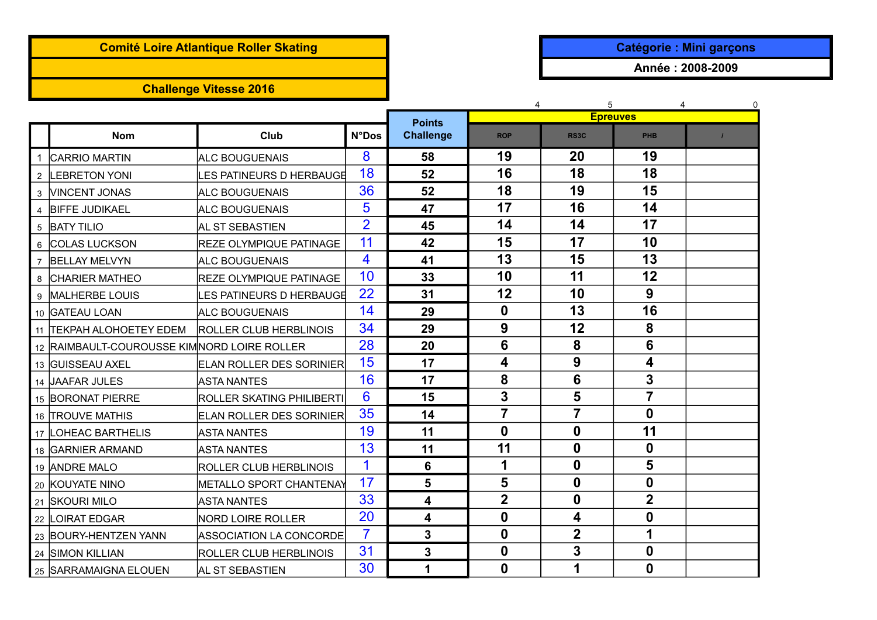**Comité Loire Atlantique Roller Skating**

**Challenge Vitesse 2016**

**Catégorie : Mini garçons**

**Année : 2008-2009**

| | Nom | Club | N°Dos | Points Challenge | Epreuves | | | |
|---|---|---|---|---|---|---|---|---|
| | | | | | 4 | 5 | 4 | 0 |
| | | | | | ROP | RS3C | PHB | / |
| 1 | CARRIO MARTIN | ALC BOUGUENAIS | 8 | 58 | 19 | 20 | 19 | |
| 2 | LEBRETON YONI | LES PATINEURS D HERBAUGE | 18 | 52 | 16 | 18 | 18 | |
| 3 | VINCENT JONAS | ALC BOUGUENAIS | 36 | 52 | 18 | 19 | 15 | |
| 4 | BIFFE JUDIKAEL | ALC BOUGUENAIS | 5 | 47 | 17 | 16 | 14 | |
| 5 | BATY TILIO | AL ST SEBASTIEN | 2 | 45 | 14 | 14 | 17 | |
| 6 | COLAS LUCKSON | REZE OLYMPIQUE PATINAGE | 11 | 42 | 15 | 17 | 10 | |
| 7 | BELLAY MELVYN | ALC BOUGUENAIS | 4 | 41 | 13 | 15 | 13 | |
| 8 | CHARIER MATHEO | REZE OLYMPIQUE PATINAGE | 10 | 33 | 10 | 11 | 12 | |
| 9 | MALHERBE LOUIS | LES PATINEURS D HERBAUGE | 22 | 31 | 12 | 10 | 9 | |
| 10 | GATEAU LOAN | ALC BOUGUENAIS | 14 | 29 | 0 | 13 | 16 | |
| 11 | TEKPAH ALOHOETEY EDEM | ROLLER CLUB HERBLINOIS | 34 | 29 | 9 | 12 | 8 | |
| 12 | RAIMBAULT-COUROUSSE KIM | NORD LOIRE ROLLER | 28 | 20 | 6 | 8 | 6 | |
| 13 | GUISSEAU AXEL | ELAN ROLLER DES SORINIER | 15 | 17 | 4 | 9 | 4 | |
| 14 | JAAFAR JULES | ASTA NANTES | 16 | 17 | 8 | 6 | 3 | |
| 15 | BORONAT PIERRE | ROLLER SKATING PHILIBERTI | 6 | 15 | 3 | 5 | 7 | |
| 16 | TROUVE MATHIS | ELAN ROLLER DES SORINIER | 35 | 14 | 7 | 7 | 0 | |
| 17 | LOHEAC BARTHELIS | ASTA NANTES | 19 | 11 | 0 | 0 | 11 | |
| 18 | GARNIER ARMAND | ASTA NANTES | 13 | 11 | 11 | 0 | 0 | |
| 19 | ANDRE MALO | ROLLER CLUB HERBLINOIS | 1 | 6 | 1 | 0 | 5 | |
| 20 | KOUYATE NINO | METALLO SPORT CHANTENAY | 17 | 5 | 5 | 0 | 0 | |
| 21 | SKOURI MILO | ASTA NANTES | 33 | 4 | 2 | 0 | 2 | |
| 22 | LOIRAT EDGAR | NORD LOIRE ROLLER | 20 | 4 | 0 | 4 | 0 | |
| 23 | BOURY-HENTZEN YANN | ASSOCIATION LA CONCORDE | 7 | 3 | 0 | 2 | 1 | |
| 24 | SIMON KILLIAN | ROLLER CLUB HERBLINOIS | 31 | 3 | 0 | 3 | 0 | |
| 25 | SARRAMAIGNA ELOUEN | AL ST SEBASTIEN | 30 | 1 | 0 | 1 | 0 | |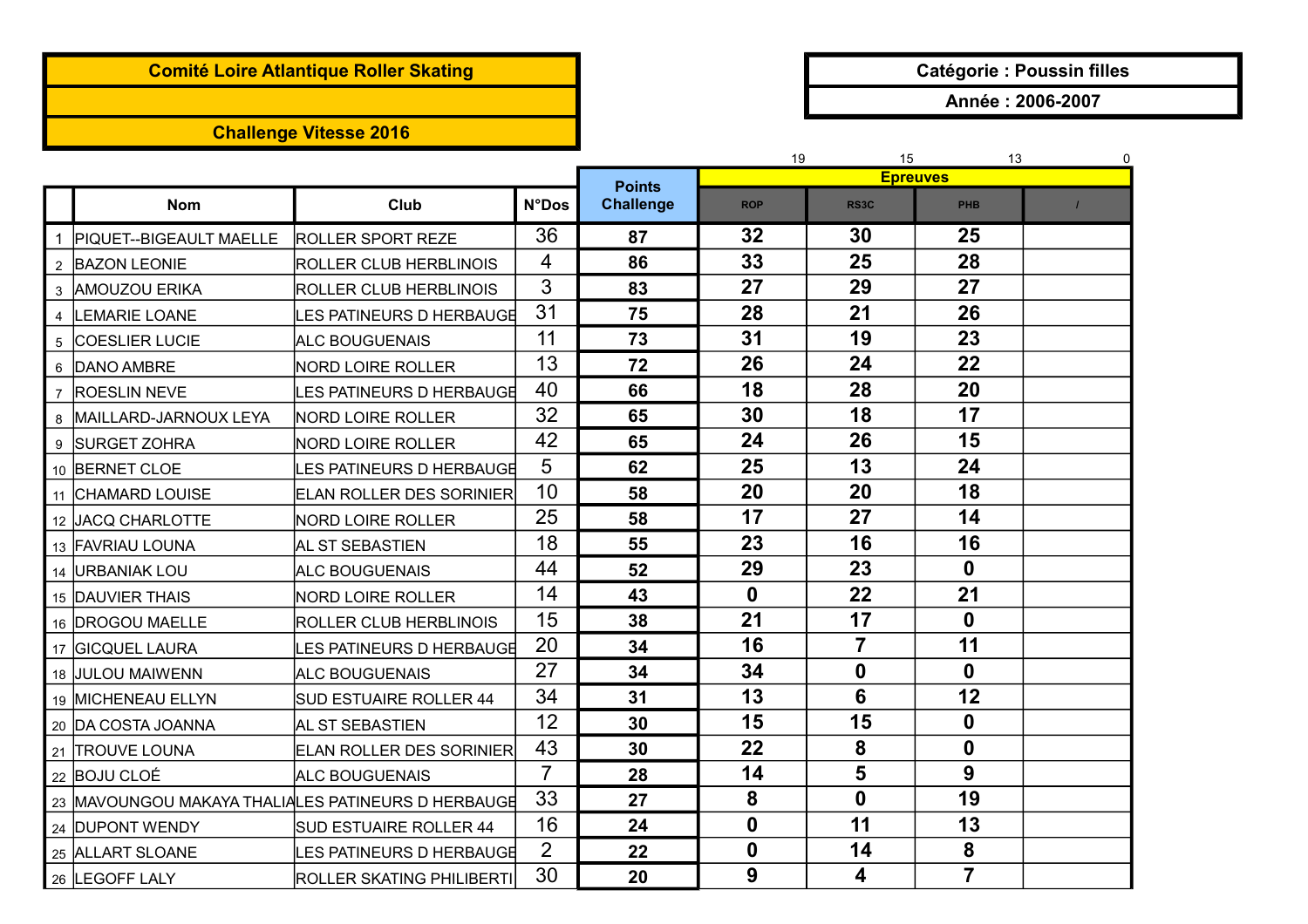**Comité Loire Atlantique Roller Skating**

**Challenge Vitesse 2016**

**Catégorie : Poussin filles**

**Année : 2006-2007**

| | Nom | Club | N°Dos | Points Challenge | Epreuves | | | |
|---|---|---|---|---|---|---|---|---|
| | | | | | 19 | 15 | 13 | 0 |
| | | | | | ROP | RS3C | PHB | / |
| 1 | PIQUET--BIGEAULT MAELLE | ROLLER SPORT REZE | 36 | 87 | 32 | 30 | 25 | |
| 2 | BAZON LEONIE | ROLLER CLUB HERBLINOIS | 4 | 86 | 33 | 25 | 28 | |
| 3 | AMOUZOU ERIKA | ROLLER CLUB HERBLINOIS | 3 | 83 | 27 | 29 | 27 | |
| 4 | LEMARIE LOANE | LES PATINEURS D HERBAUGE | 31 | 75 | 28 | 21 | 26 | |
| 5 | COESLIER LUCIE | ALC BOUGUENAIS | 11 | 73 | 31 | 19 | 23 | |
| 6 | DANO AMBRE | NORD LOIRE ROLLER | 13 | 72 | 26 | 24 | 22 | |
| 7 | ROESLIN NEVE | LES PATINEURS D HERBAUGE | 40 | 66 | 18 | 28 | 20 | |
| 8 | MAILLARD-JARNOUX LEYA | NORD LOIRE ROLLER | 32 | 65 | 30 | 18 | 17 | |
| 9 | SURGET ZOHRA | NORD LOIRE ROLLER | 42 | 65 | 24 | 26 | 15 | |
| 10 | BERNET CLOE | LES PATINEURS D HERBAUGE | 5 | 62 | 25 | 13 | 24 | |
| 11 | CHAMARD LOUISE | ELAN ROLLER DES SORINIER | 10 | 58 | 20 | 20 | 18 | |
| 12 | JACQ CHARLOTTE | NORD LOIRE ROLLER | 25 | 58 | 17 | 27 | 14 | |
| 13 | FAVRIAU LOUNA | AL ST SEBASTIEN | 18 | 55 | 23 | 16 | 16 | |
| 14 | URBANIAK LOU | ALC BOUGUENAIS | 44 | 52 | 29 | 23 | 0 | |
| 15 | DAUVIER THAIS | NORD LOIRE ROLLER | 14 | 43 | 0 | 22 | 21 | |
| 16 | DROGOU MAELLE | ROLLER CLUB HERBLINOIS | 15 | 38 | 21 | 17 | 0 | |
| 17 | GICQUEL LAURA | LES PATINEURS D HERBAUGE | 20 | 34 | 16 | 7 | 11 | |
| 18 | JULOU MAIWENN | ALC BOUGUENAIS | 27 | 34 | 34 | 0 | 0 | |
| 19 | MICHENEAU ELLYN | SUD ESTUAIRE ROLLER 44 | 34 | 31 | 13 | 6 | 12 | |
| 20 | DA COSTA JOANNA | AL ST SEBASTIEN | 12 | 30 | 15 | 15 | 0 | |
| 21 | TROUVE LOUNA | ELAN ROLLER DES SORINIER | 43 | 30 | 22 | 8 | 0 | |
| 22 | BOJU CLOÉ | ALC BOUGUENAIS | 7 | 28 | 14 | 5 | 9 | |
| 23 | MAVOUNGOU MAKAYA THALIA | LES PATINEURS D HERBAUGE | 33 | 27 | 8 | 0 | 19 | |
| 24 | DUPONT WENDY | SUD ESTUAIRE ROLLER 44 | 16 | 24 | 0 | 11 | 13 | |
| 25 | ALLART SLOANE | LES PATINEURS D HERBAUGE | 2 | 22 | 0 | 14 | 8 | |
| 26 | LEGOFF LALY | ROLLER SKATING PHILIBERTI | 30 | 20 | 9 | 4 | 7 | |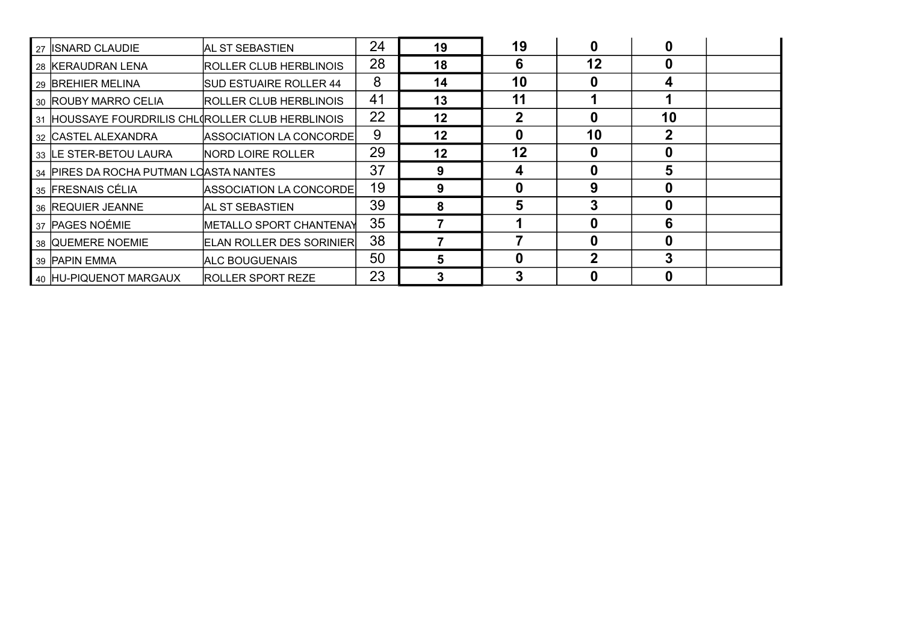| | | | | | | | | |
|---|---|---|---|---|---|---|---|---|
| 27 | ISNARD CLAUDIE | AL ST SEBASTIEN | 24 | **19** | **19** | **0** | **0** | |
| 28 | KERAUDRAN LENA | ROLLER CLUB HERBLINOIS | 28 | **18** | **6** | **12** | **0** | |
| 29 | BREHIER MELINA | SUD ESTUAIRE ROLLER 44 | 8 | **14** | **10** | **0** | **4** | |
| 30 | ROUBY MARRO CELIA | ROLLER CLUB HERBLINOIS | 41 | **13** | **11** | **1** | **1** | |
| 31 | HOUSSAYE FOURDRILIS CHL( | ROLLER CLUB HERBLINOIS | 22 | **12** | **2** | **0** | **10** | |
| 32 | CASTEL ALEXANDRA | ASSOCIATION LA CONCORDE | 9 | **12** | **0** | **10** | **2** | |
| 33 | LE STER-BETOU LAURA | NORD LOIRE ROLLER | 29 | **12** | **12** | **0** | **0** | |
| 34 | PIRES DA ROCHA PUTMAN LO | ASTA NANTES | 37 | **9** | **4** | **0** | **5** | |
| 35 | FRESNAIS CÉLIA | ASSOCIATION LA CONCORDE | 19 | **9** | **0** | **9** | **0** | |
| 36 | REQUIER JEANNE | AL ST SEBASTIEN | 39 | **8** | **5** | **3** | **0** | |
| 37 | PAGES NOÉMIE | METALLO SPORT CHANTENAY | 35 | **7** | **1** | **0** | **6** | |
| 38 | QUEMERE NOEMIE | ELAN ROLLER DES SORINIER | 38 | **7** | **7** | **0** | **0** | |
| 39 | PAPIN EMMA | ALC BOUGUENAIS | 50 | **5** | **0** | **2** | **3** | |
| 40 | HU-PIQUENOT MARGAUX | ROLLER SPORT REZE | 23 | **3** | **3** | **0** | **0** | |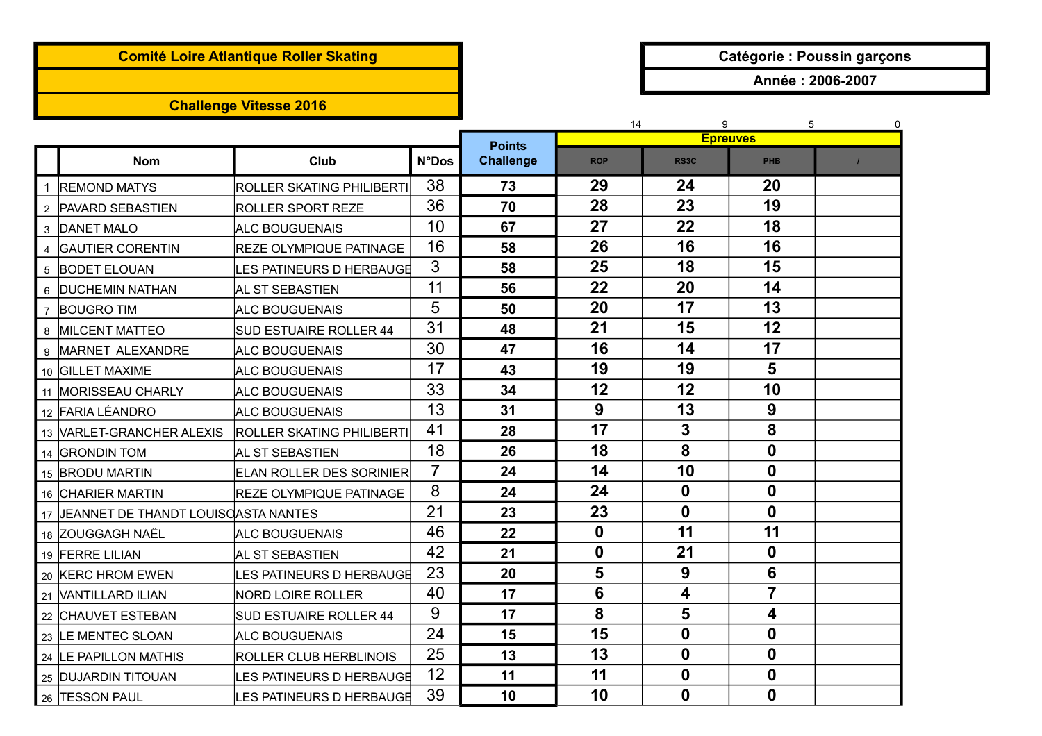**Comité Loire Atlantique Roller Skating**

**Challenge Vitesse 2016**

**Catégorie : Poussin garçons**

**Année : 2006-2007**

| | Nom | Club | N°Dos | Points Challenge | Epreuves | | | |
|---|---|---|---|---|---|---|---|---|
| | | | | | 14 | 9 | 5 | 0 |
| | | | | | ROP | RS3C | PHB | / |
| 1 | REMOND MATYS | ROLLER SKATING PHILIBERTI | 38 | 73 | 29 | 24 | 20 | |
| 2 | PAVARD SEBASTIEN | ROLLER SPORT REZE | 36 | 70 | 28 | 23 | 19 | |
| 3 | DANET MALO | ALC BOUGUENAIS | 10 | 67 | 27 | 22 | 18 | |
| 4 | GAUTIER CORENTIN | REZE OLYMPIQUE PATINAGE | 16 | 58 | 26 | 16 | 16 | |
| 5 | BODET ELOUAN | LES PATINEURS D HERBAUGE | 3 | 58 | 25 | 18 | 15 | |
| 6 | DUCHEMIN NATHAN | AL ST SEBASTIEN | 11 | 56 | 22 | 20 | 14 | |
| 7 | BOUGRO TIM | ALC BOUGUENAIS | 5 | 50 | 20 | 17 | 13 | |
| 8 | MILCENT MATTEO | SUD ESTUAIRE ROLLER 44 | 31 | 48 | 21 | 15 | 12 | |
| 9 | MARNET ALEXANDRE | ALC BOUGUENAIS | 30 | 47 | 16 | 14 | 17 | |
| 10 | GILLET MAXIME | ALC BOUGUENAIS | 17 | 43 | 19 | 19 | 5 | |
| 11 | MORISSEAU CHARLY | ALC BOUGUENAIS | 33 | 34 | 12 | 12 | 10 | |
| 12 | FARIA LÉANDRO | ALC BOUGUENAIS | 13 | 31 | 9 | 13 | 9 | |
| 13 | VARLET-GRANCHER ALEXIS | ROLLER SKATING PHILIBERTI | 41 | 28 | 17 | 3 | 8 | |
| 14 | GRONDIN TOM | AL ST SEBASTIEN | 18 | 26 | 18 | 8 | 0 | |
| 15 | BRODU MARTIN | ELAN ROLLER DES SORINIER | 7 | 24 | 14 | 10 | 0 | |
| 16 | CHARIER MARTIN | REZE OLYMPIQUE PATINAGE | 8 | 24 | 24 | 0 | 0 | |
| 17 | JEANNET DE THANDT LOUIS | ASTA NANTES | 21 | 23 | 23 | 0 | 0 | |
| 18 | ZOUGGAGH NAËL | ALC BOUGUENAIS | 46 | 22 | 0 | 11 | 11 | |
| 19 | FERRE LILIAN | AL ST SEBASTIEN | 42 | 21 | 0 | 21 | 0 | |
| 20 | KERC HROM EWEN | LES PATINEURS D HERBAUGE | 23 | 20 | 5 | 9 | 6 | |
| 21 | VANTILLARD ILIAN | NORD LOIRE ROLLER | 40 | 17 | 6 | 4 | 7 | |
| 22 | CHAUVET ESTEBAN | SUD ESTUAIRE ROLLER 44 | 9 | 17 | 8 | 5 | 4 | |
| 23 | LE MENTEC SLOAN | ALC BOUGUENAIS | 24 | 15 | 15 | 0 | 0 | |
| 24 | LE PAPILLON MATHIS | ROLLER CLUB HERBLINOIS | 25 | 13 | 13 | 0 | 0 | |
| 25 | DUJARDIN TITOUAN | LES PATINEURS D HERBAUGE | 12 | 11 | 11 | 0 | 0 | |
| 26 | TESSON PAUL | LES PATINEURS D HERBAUGE | 39 | 10 | 10 | 0 | 0 | |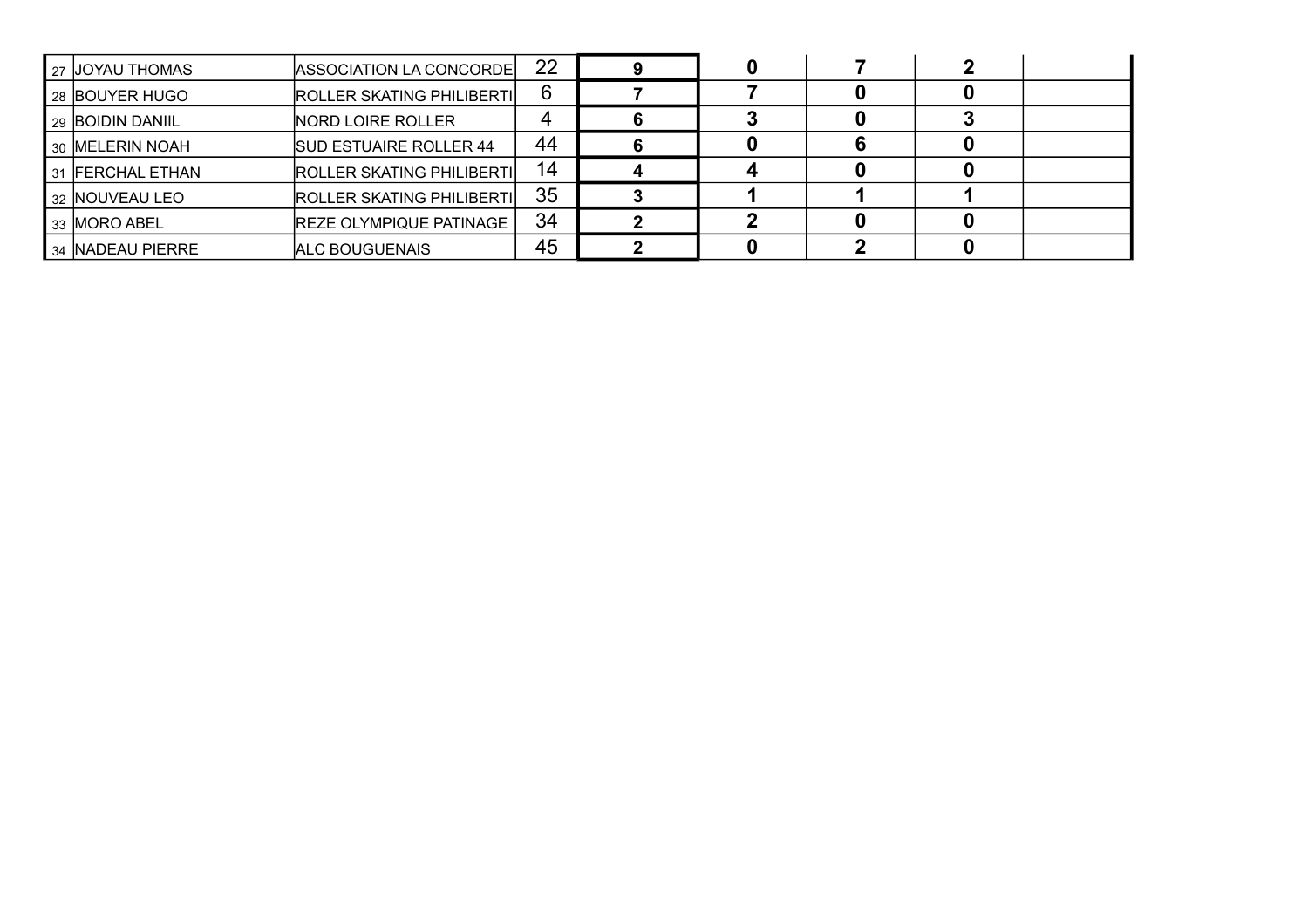| | | | | | | | | |
|---|---|---|---|---|---|---|---|---|
| 27 | JOYAU THOMAS | ASSOCIATION LA CONCORDE | 22 | **9** | **0** | **7** | **2** | |
| 28 | BOUYER HUGO | ROLLER SKATING PHILIBERTI | 6 | **7** | **7** | **0** | **0** | |
| 29 | BOIDIN DANIIL | NORD LOIRE ROLLER | 4 | **6** | **3** | **0** | **3** | |
| 30 | MELERIN NOAH | SUD ESTUAIRE ROLLER 44 | 44 | **6** | **0** | **6** | **0** | |
| 31 | FERCHAL ETHAN | ROLLER SKATING PHILIBERTI | 14 | **4** | **4** | **0** | **0** | |
| 32 | NOUVEAU LEO | ROLLER SKATING PHILIBERTI | 35 | **3** | **1** | **1** | **1** | |
| 33 | MORO ABEL | REZE OLYMPIQUE PATINAGE | 34 | **2** | **2** | **0** | **0** | |
| 34 | NADEAU PIERRE | ALC BOUGUENAIS | 45 | **2** | **0** | **2** | **0** | |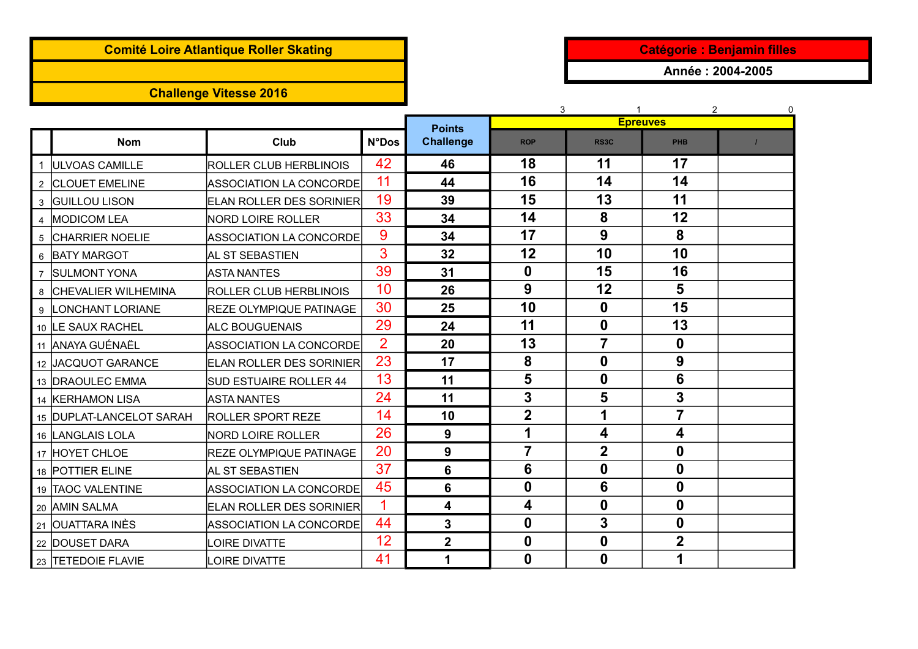**Comité Loire Atlantique Roller Skating**

**Challenge Vitesse 2016**

**Catégorie : Benjamin filles**

**Année : 2004-2005**

| | Nom | Club | N°Dos | Points Challenge | Epreuves | | | |
|---|---|---|---|---|---|---|---|---|
| | | | | | 3 | 1 | 2 | 0 |
| | | | | | ROP | RS3C | PHB | / |
| 1 | ULVOAS CAMILLE | ROLLER CLUB HERBLINOIS | 42 | 46 | 18 | 11 | 17 | |
| 2 | CLOUET EMELINE | ASSOCIATION LA CONCORDE | 11 | 44 | 16 | 14 | 14 | |
| 3 | GUILLOU LISON | ELAN ROLLER DES SORINIER | 19 | 39 | 15 | 13 | 11 | |
| 4 | MODICOM LEA | NORD LOIRE ROLLER | 33 | 34 | 14 | 8 | 12 | |
| 5 | CHARRIER NOELIE | ASSOCIATION LA CONCORDE | 9 | 34 | 17 | 9 | 8 | |
| 6 | BATY MARGOT | AL ST SEBASTIEN | 3 | 32 | 12 | 10 | 10 | |
| 7 | SULMONT YONA | ASTA NANTES | 39 | 31 | 0 | 15 | 16 | |
| 8 | CHEVALIER WILHEMINA | ROLLER CLUB HERBLINOIS | 10 | 26 | 9 | 12 | 5 | |
| 9 | LONCHANT LORIANE | REZE OLYMPIQUE PATINAGE | 30 | 25 | 10 | 0 | 15 | |
| 10 | LE SAUX RACHEL | ALC BOUGUENAIS | 29 | 24 | 11 | 0 | 13 | |
| 11 | ANAYA GUÉNAËL | ASSOCIATION LA CONCORDE | 2 | 20 | 13 | 7 | 0 | |
| 12 | JACQUOT GARANCE | ELAN ROLLER DES SORINIER | 23 | 17 | 8 | 0 | 9 | |
| 13 | DRAOULEC EMMA | SUD ESTUAIRE ROLLER 44 | 13 | 11 | 5 | 0 | 6 | |
| 14 | KERHAMON LISA | ASTA NANTES | 24 | 11 | 3 | 5 | 3 | |
| 15 | DUPLAT-LANCELOT SARAH | ROLLER SPORT REZE | 14 | 10 | 2 | 1 | 7 | |
| 16 | LANGLAIS LOLA | NORD LOIRE ROLLER | 26 | 9 | 1 | 4 | 4 | |
| 17 | HOYET CHLOE | REZE OLYMPIQUE PATINAGE | 20 | 9 | 7 | 2 | 0 | |
| 18 | POTTIER ELINE | AL ST SEBASTIEN | 37 | 6 | 6 | 0 | 0 | |
| 19 | TAOC VALENTINE | ASSOCIATION LA CONCORDE | 45 | 6 | 0 | 6 | 0 | |
| 20 | AMIN SALMA | ELAN ROLLER DES SORINIER | 1 | 4 | 4 | 0 | 0 | |
| 21 | OUATTARA INÈS | ASSOCIATION LA CONCORDE | 44 | 3 | 0 | 3 | 0 | |
| 22 | DOUSET DARA | LOIRE DIVATTE | 12 | 2 | 0 | 0 | 2 | |
| 23 | TETEDOIE FLAVIE | LOIRE DIVATTE | 41 | 1 | 0 | 0 | 1 | |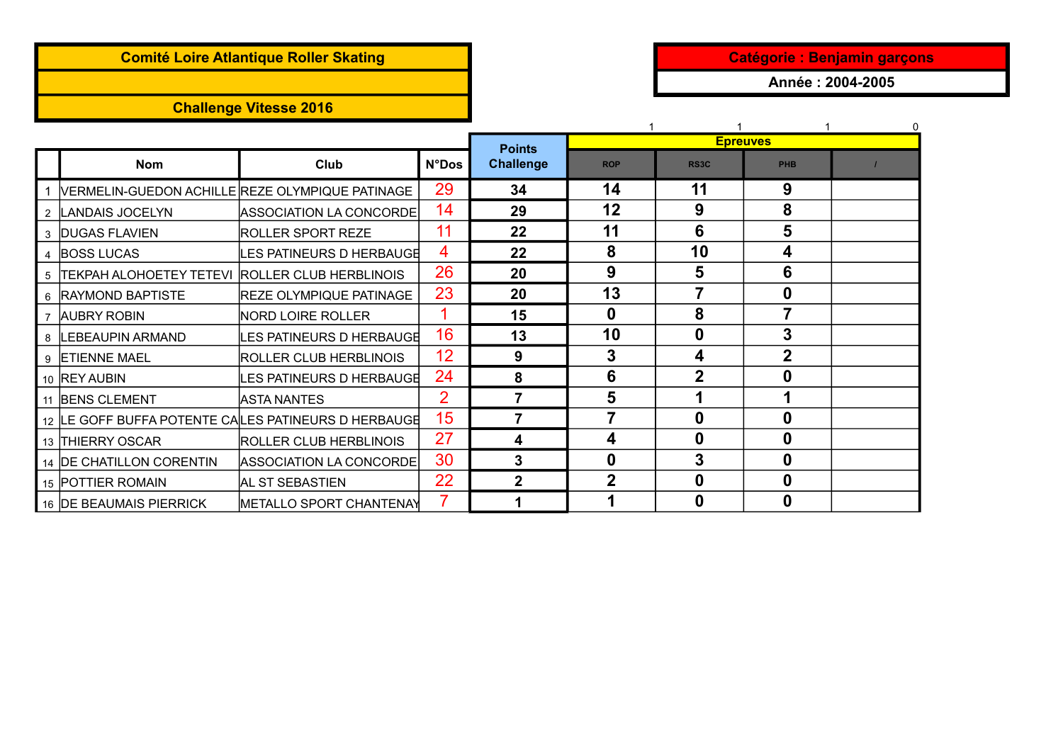**Comité Loire Atlantique Roller Skating**

**Challenge Vitesse 2016**

**Catégorie : Benjamin garçons**

**Année : 2004-2005**

| | Nom | Club | N°Dos | Points Challenge | Epreuves | | | |
|---|---|---|---|---|---|---|---|---|
| | | | | | 1 | 1 | 1 | 0 |
| | | | | | ROP | RS3C | PHB | / |
| 1 | VERMELIN-GUEDON ACHILLE | REZE OLYMPIQUE PATINAGE | 29 | 34 | 14 | 11 | 9 | |
| 2 | LANDAIS JOCELYN | ASSOCIATION LA CONCORDE | 14 | 29 | 12 | 9 | 8 | |
| 3 | DUGAS FLAVIEN | ROLLER SPORT REZE | 11 | 22 | 11 | 6 | 5 | |
| 4 | BOSS LUCAS | LES PATINEURS D HERBAUGE | 4 | 22 | 8 | 10 | 4 | |
| 5 | TEKPAH ALOHOETEY TETEVI | ROLLER CLUB HERBLINOIS | 26 | 20 | 9 | 5 | 6 | |
| 6 | RAYMOND BAPTISTE | REZE OLYMPIQUE PATINAGE | 23 | 20 | 13 | 7 | 0 | |
| 7 | AUBRY ROBIN | NORD LOIRE ROLLER | 1 | 15 | 0 | 8 | 7 | |
| 8 | LEBEAUPIN ARMAND | LES PATINEURS D HERBAUGE | 16 | 13 | 10 | 0 | 3 | |
| 9 | ETIENNE MAEL | ROLLER CLUB HERBLINOIS | 12 | 9 | 3 | 4 | 2 | |
| 10 | REY AUBIN | LES PATINEURS D HERBAUGE | 24 | 8 | 6 | 2 | 0 | |
| 11 | BENS CLEMENT | ASTA NANTES | 2 | 7 | 5 | 1 | 1 | |
| 12 | LE GOFF BUFFA POTENTE CA | LES PATINEURS D HERBAUGE | 15 | 7 | 7 | 0 | 0 | |
| 13 | THIERRY OSCAR | ROLLER CLUB HERBLINOIS | 27 | 4 | 4 | 0 | 0 | |
| 14 | DE CHATILLON CORENTIN | ASSOCIATION LA CONCORDE | 30 | 3 | 0 | 3 | 0 | |
| 15 | POTTIER ROMAIN | AL ST SEBASTIEN | 22 | 2 | 2 | 0 | 0 | |
| 16 | DE BEAUMAIS PIERRICK | METALLO SPORT CHANTENAY | 7 | 1 | 1 | 0 | 0 | |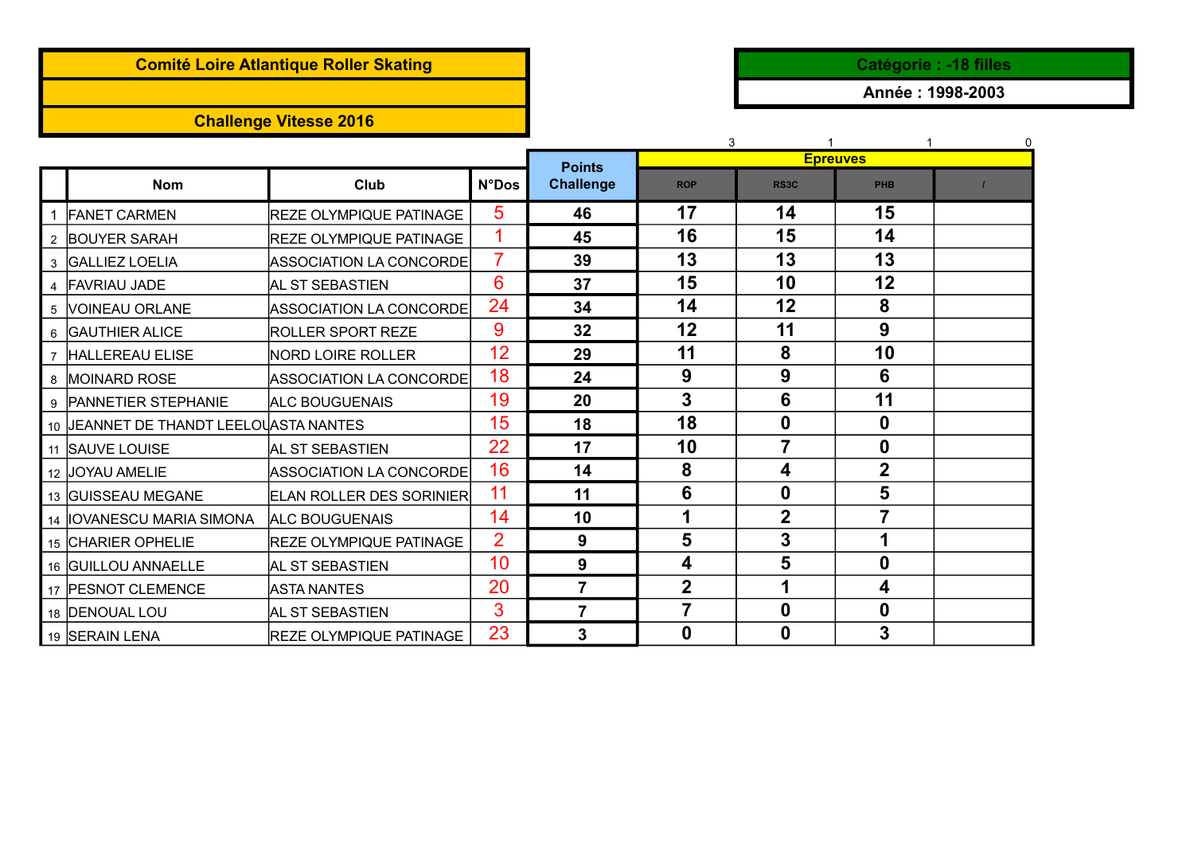**Comité Loire Atlantique Roller Skating**

**Challenge Vitesse 2016**

**Catégorie : -18 filles**

**Année : 1998-2003**

| | Nom | Club | N°Dos | Points Challenge | Epreuves | | | |
|---|---|---|---|---|---|---|---|---|
| | | | | | 3 | 1 | 1 | 0 |
| | | | | | ROP | RS3C | PHB | / |
| 1 | FANET CARMEN | REZE OLYMPIQUE PATINAGE | 5 | 46 | 17 | 14 | 15 | |
| 2 | BOUYER SARAH | REZE OLYMPIQUE PATINAGE | 1 | 45 | 16 | 15 | 14 | |
| 3 | GALLIEZ LOELIA | ASSOCIATION LA CONCORDE | 7 | 39 | 13 | 13 | 13 | |
| 4 | FAVRIAU JADE | AL ST SEBASTIEN | 6 | 37 | 15 | 10 | 12 | |
| 5 | VOINEAU ORLANE | ASSOCIATION LA CONCORDE | 24 | 34 | 14 | 12 | 8 | |
| 6 | GAUTHIER ALICE | ROLLER SPORT REZE | 9 | 32 | 12 | 11 | 9 | |
| 7 | HALLEREAU ELISE | NORD LOIRE ROLLER | 12 | 29 | 11 | 8 | 10 | |
| 8 | MOINARD ROSE | ASSOCIATION LA CONCORDE | 18 | 24 | 9 | 9 | 6 | |
| 9 | PANNETIER STEPHANIE | ALC BOUGUENAIS | 19 | 20 | 3 | 6 | 11 | |
| 10 | JEANNET DE THANDT LEELOU | ASTA NANTES | 15 | 18 | 18 | 0 | 0 | |
| 11 | SAUVE LOUISE | AL ST SEBASTIEN | 22 | 17 | 10 | 7 | 0 | |
| 12 | JOYAU AMELIE | ASSOCIATION LA CONCORDE | 16 | 14 | 8 | 4 | 2 | |
| 13 | GUISSEAU MEGANE | ELAN ROLLER DES SORINIER | 11 | 11 | 6 | 0 | 5 | |
| 14 | IOVANESCU MARIA SIMONA | ALC BOUGUENAIS | 14 | 10 | 1 | 2 | 7 | |
| 15 | CHARIER OPHELIE | REZE OLYMPIQUE PATINAGE | 2 | 9 | 5 | 3 | 1 | |
| 16 | GUILLOU ANNAELLE | AL ST SEBASTIEN | 10 | 9 | 4 | 5 | 0 | |
| 17 | PESNOT CLEMENCE | ASTA NANTES | 20 | 7 | 2 | 1 | 4 | |
| 18 | DENOUAL LOU | AL ST SEBASTIEN | 3 | 7 | 7 | 0 | 0 | |
| 19 | SERAIN LENA | REZE OLYMPIQUE PATINAGE | 23 | 3 | 0 | 0 | 3 | |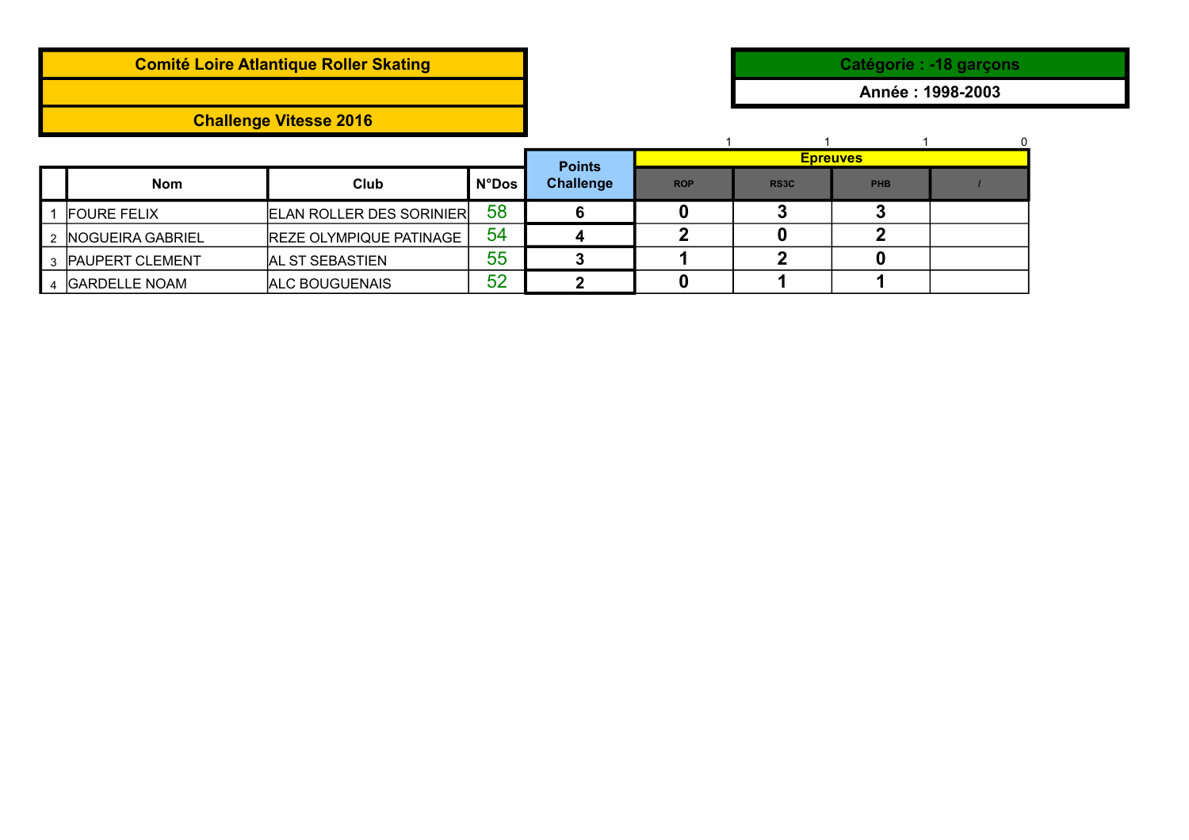**Comité Loire Atlantique Roller Skating**

**Challenge Vitesse 2016**

**Catégorie : -18 garçons**

**Année : 1998-2003**

| | Nom | Club | N°Dos | Points Challenge | Epreuves | | | |
|---|---|---|---|---|---|---|---|---|
| | | | | | 1 | 1 | 1 | 0 |
| | | | | | ROP | RS3C | PHB | / |
| 1 | FOURE FELIX | ELAN ROLLER DES SORINIER | 58 | 6 | 0 | 3 | 3 | |
| 2 | NOGUEIRA GABRIEL | REZE OLYMPIQUE PATINAGE | 54 | 4 | 2 | 0 | 2 | |
| 3 | PAUPERT CLEMENT | AL ST SEBASTIEN | 55 | 3 | 1 | 2 | 0 | |
| 4 | GARDELLE NOAM | ALC BOUGUENAIS | 52 | 2 | 0 | 1 | 1 | |